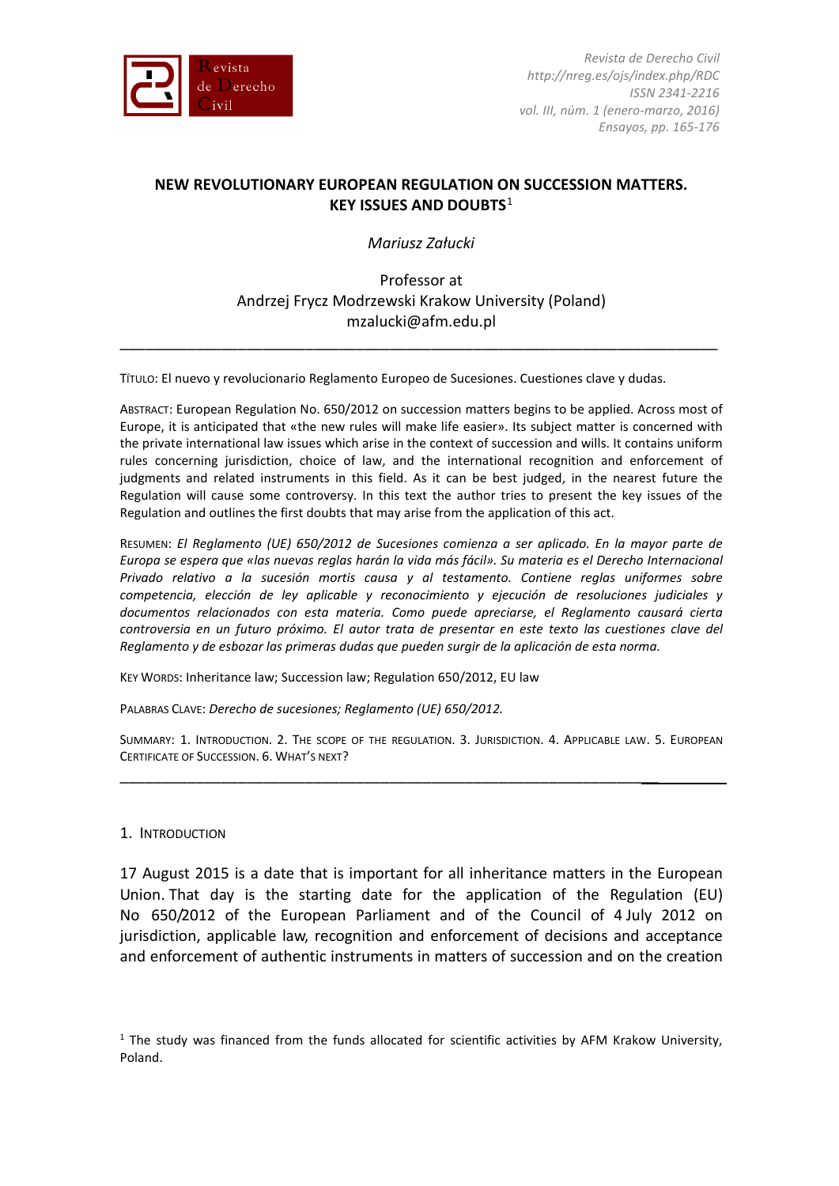# NEW REVOLUTIONARY EUROPEAN REGULATION ON SUCCESSION MATTERS. KEY ISSUES AND DOUBTS[1]

*Mariusz Załucki*

Professor at
Andrzej Frycz Modrzewski Krakow University (Poland)
mzalucki@afm.edu.pl

---

TÍTULO: El nuevo y revolucionario Reglamento Europeo de Sucesiones. Cuestiones clave y dudas.

ABSTRACT: European Regulation No. 650/2012 on succession matters begins to be applied. Across most of Europe, it is anticipated that «the new rules will make life easier». Its subject matter is concerned with the private international law issues which arise in the context of succession and wills. It contains uniform rules concerning jurisdiction, choice of law, and the international recognition and enforcement of judgments and related instruments in this field. As it can be best judged, in the nearest future the Regulation will cause some controversy. In this text the author tries to present the key issues of the Regulation and outlines the first doubts that may arise from the application of this act.

RESUMEN: *El Reglamento (UE) 650/2012 de Sucesiones comienza a ser aplicado. En la mayor parte de Europa se espera que «las nuevas reglas harán la vida más fácil». Su materia es el Derecho Internacional Privado relativo a la sucesión mortis causa y al testamento. Contiene reglas uniformes sobre competencia, elección de ley aplicable y reconocimiento y ejecución de resoluciones judiciales y documentos relacionados con esta materia. Como puede apreciarse, el Reglamento causará cierta controversia en un futuro próximo. El autor trata de presentar en este texto las cuestiones clave del Reglamento y de esbozar las primeras dudas que pueden surgir de la aplicación de esta norma.*

KEY WORDS: Inheritance law; Succession law; Regulation 650/2012, EU law

PALABRAS CLAVE: *Derecho de sucesiones; Reglamento (UE) 650/2012.*

SUMMARY: 1. INTRODUCTION. 2. THE SCOPE OF THE REGULATION. 3. JURISDICTION. 4. APPLICABLE LAW. 5. EUROPEAN CERTIFICATE OF SUCCESSION. 6. WHAT'S NEXT?

---

## 1. INTRODUCTION

17 August 2015 is a date that is important for all inheritance matters in the European Union. That day is the starting date for the application of the Regulation (EU) No 650/2012 of the European Parliament and of the Council of 4 July 2012 on jurisdiction, applicable law, recognition and enforcement of decisions and acceptance and enforcement of authentic instruments in matters of succession and on the creation

[1] The study was financed from the funds allocated for scientific activities by AFM Krakow University, Poland.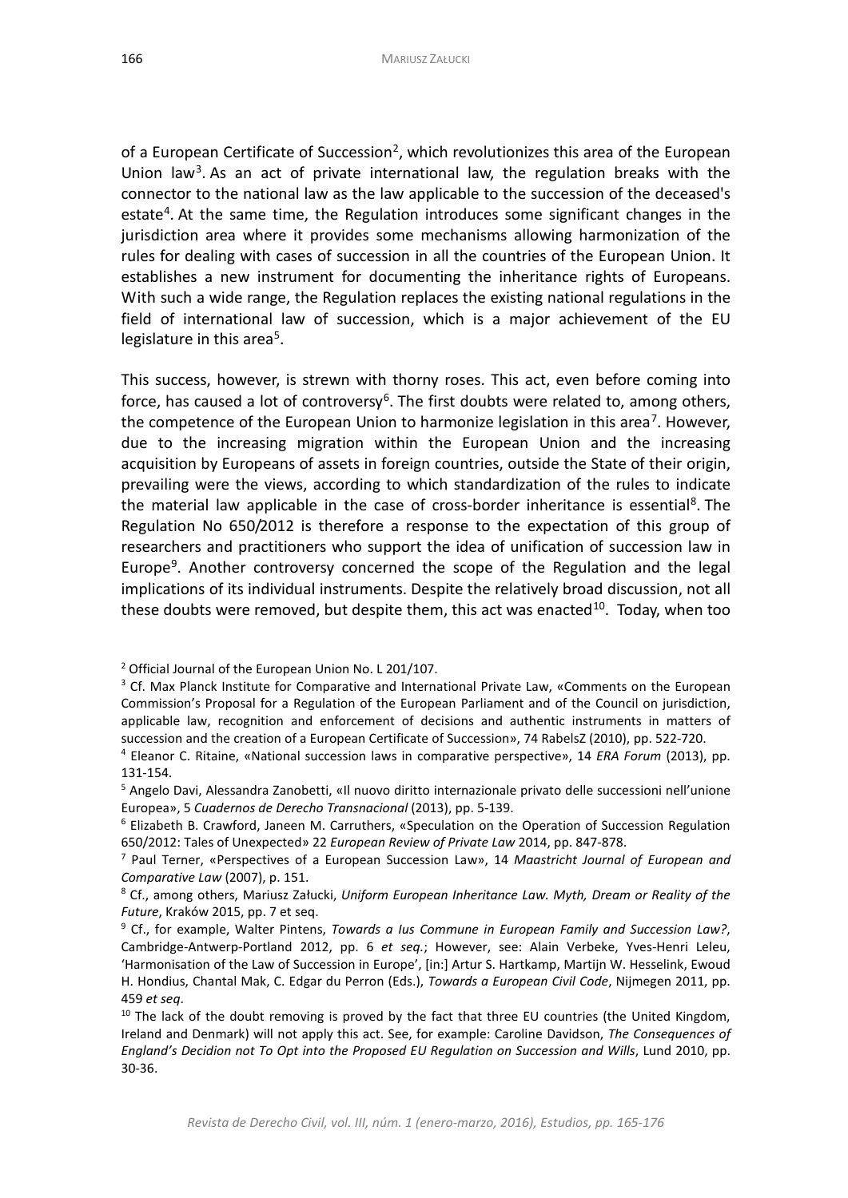of a European Certificate of Succession[2], which revolutionizes this area of the European Union law[3]. As an act of private international law, the regulation breaks with the connector to the national law as the law applicable to the succession of the deceased's estate[4]. At the same time, the Regulation introduces some significant changes in the jurisdiction area where it provides some mechanisms allowing harmonization of the rules for dealing with cases of succession in all the countries of the European Union. It establishes a new instrument for documenting the inheritance rights of Europeans. With such a wide range, the Regulation replaces the existing national regulations in the field of international law of succession, which is a major achievement of the EU legislature in this area[5].

This success, however, is strewn with thorny roses. This act, even before coming into force, has caused a lot of controversy[6]. The first doubts were related to, among others, the competence of the European Union to harmonize legislation in this area[7]. However, due to the increasing migration within the European Union and the increasing acquisition by Europeans of assets in foreign countries, outside the State of their origin, prevailing were the views, according to which standardization of the rules to indicate the material law applicable in the case of cross-border inheritance is essential[8]. The Regulation No 650/2012 is therefore a response to the expectation of this group of researchers and practitioners who support the idea of unification of succession law in Europe[9]. Another controversy concerned the scope of the Regulation and the legal implications of its individual instruments. Despite the relatively broad discussion, not all these doubts were removed, but despite them, this act was enacted[10]. Today, when too

---

[2] Official Journal of the European Union No. L 201/107.

[3] Cf. Max Planck Institute for Comparative and International Private Law, «Comments on the European Commission's Proposal for a Regulation of the European Parliament and of the Council on jurisdiction, applicable law, recognition and enforcement of decisions and authentic instruments in matters of succession and the creation of a European Certificate of Succession», 74 RabelsZ (2010), pp. 522-720.

[4] Eleanor C. Ritaine, «National succession laws in comparative perspective», 14 *ERA Forum* (2013), pp. 131-154.

[5] Angelo Davi, Alessandra Zanobetti, «Il nuovo diritto internazionale privato delle successioni nell'unione Europea», 5 *Cuadernos de Derecho Transnacional* (2013), pp. 5-139.

[6] Elizabeth B. Crawford, Janeen M. Carruthers, «Speculation on the Operation of Succession Regulation 650/2012: Tales of Unexpected» 22 *European Review of Private Law* 2014, pp. 847-878.

[7] Paul Terner, «Perspectives of a European Succession Law», 14 *Maastricht Journal of European and Comparative Law* (2007), p. 151.

[8] Cf., among others, Mariusz Załucki, *Uniform European Inheritance Law. Myth, Dream or Reality of the Future*, Kraków 2015, pp. 7 et seq.

[9] Cf., for example, Walter Pintens, *Towards a Ius Commune in European Family and Succession Law?*, Cambridge-Antwerp-Portland 2012, pp. 6 *et seq.*; However, see: Alain Verbeke, Yves-Henri Leleu, 'Harmonisation of the Law of Succession in Europe', [in:] Artur S. Hartkamp, Martijn W. Hesselink, Ewoud H. Hondius, Chantal Mak, C. Edgar du Perron (Eds.), *Towards a European Civil Code*, Nijmegen 2011, pp. 459 *et seq*.

[10] The lack of the doubt removing is proved by the fact that three EU countries (the United Kingdom, Ireland and Denmark) will not apply this act. See, for example: Caroline Davidson, *The Consequences of England's Decidion not To Opt into the Proposed EU Regulation on Succession and Wills*, Lund 2010, pp. 30-36.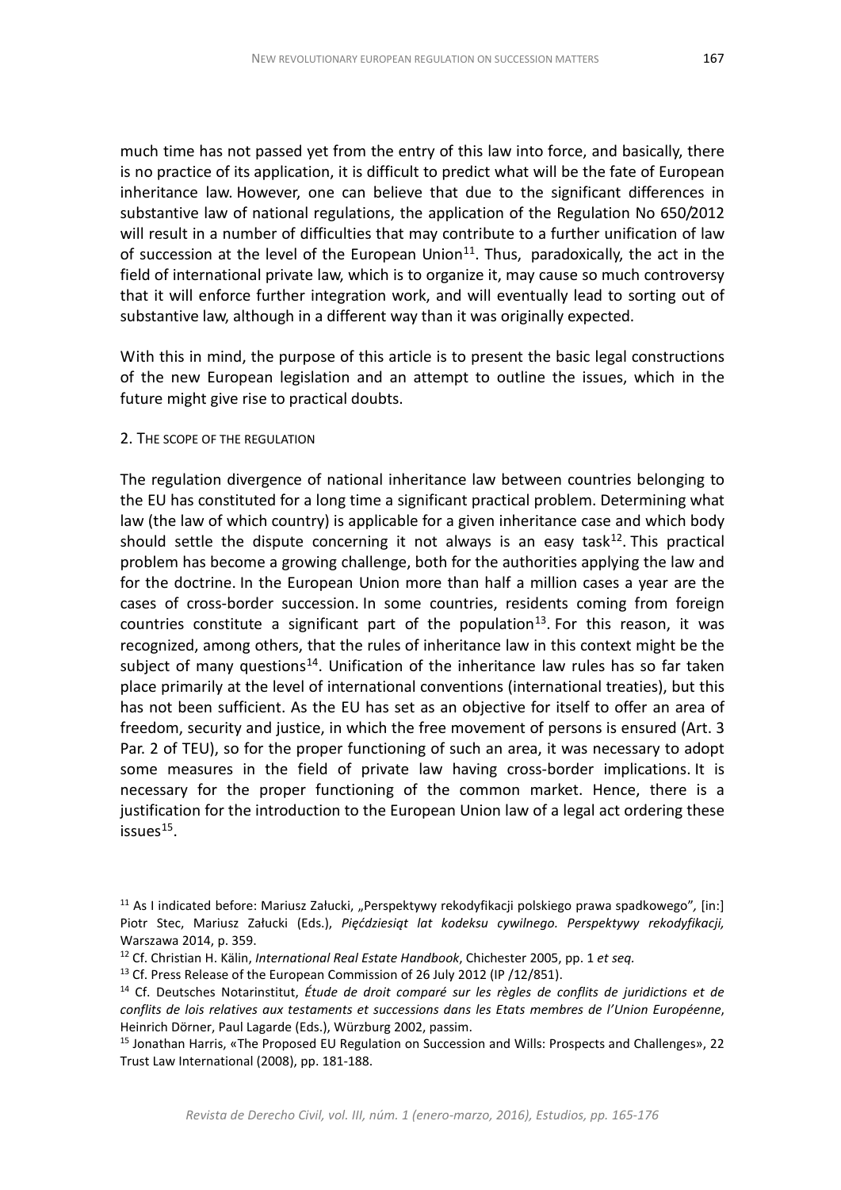much time has not passed yet from the entry of this law into force, and basically, there is no practice of its application, it is difficult to predict what will be the fate of European inheritance law. However, one can believe that due to the significant differences in substantive law of national regulations, the application of the Regulation No 650/2012 will result in a number of difficulties that may contribute to a further unification of law of succession at the level of the European Union[11]. Thus, paradoxically, the act in the field of international private law, which is to organize it, may cause so much controversy that it will enforce further integration work, and will eventually lead to sorting out of substantive law, although in a different way than it was originally expected.

With this in mind, the purpose of this article is to present the basic legal constructions of the new European legislation and an attempt to outline the issues, which in the future might give rise to practical doubts.

## 2. The scope of the regulation

The regulation divergence of national inheritance law between countries belonging to the EU has constituted for a long time a significant practical problem. Determining what law (the law of which country) is applicable for a given inheritance case and which body should settle the dispute concerning it not always is an easy task[12]. This practical problem has become a growing challenge, both for the authorities applying the law and for the doctrine. In the European Union more than half a million cases a year are the cases of cross-border succession. In some countries, residents coming from foreign countries constitute a significant part of the population[13]. For this reason, it was recognized, among others, that the rules of inheritance law in this context might be the subject of many questions[14]. Unification of the inheritance law rules has so far taken place primarily at the level of international conventions (international treaties), but this has not been sufficient. As the EU has set as an objective for itself to offer an area of freedom, security and justice, in which the free movement of persons is ensured (Art. 3 Par. 2 of TEU), so for the proper functioning of such an area, it was necessary to adopt some measures in the field of private law having cross-border implications. It is necessary for the proper functioning of the common market. Hence, there is a justification for the introduction to the European Union law of a legal act ordering these issues[15].

---

[11] As I indicated before: Mariusz Załucki, „Perspektywy rekodyfikacji polskiego prawa spadkowego", [in:] Piotr Stec, Mariusz Załucki (Eds.), *Pięćdziesiąt lat kodeksu cywilnego. Perspektywy rekodyfikacji,* Warszawa 2014, p. 359.

[12] Cf. Christian H. Kälin, *International Real Estate Handbook*, Chichester 2005, pp. 1 *et seq.*

[13] Cf. Press Release of the European Commission of 26 July 2012 (IP /12/851).

[14] Cf. Deutsches Notarinstitut, *Étude de droit comparé sur les règles de conflits de juridictions et de conflits de lois relatives aux testaments et successions dans les Etats membres de l'Union Européenne*, Heinrich Dörner, Paul Lagarde (Eds.), Würzburg 2002, passim.

[15] Jonathan Harris, «The Proposed EU Regulation on Succession and Wills: Prospects and Challenges», 22 Trust Law International (2008), pp. 181-188.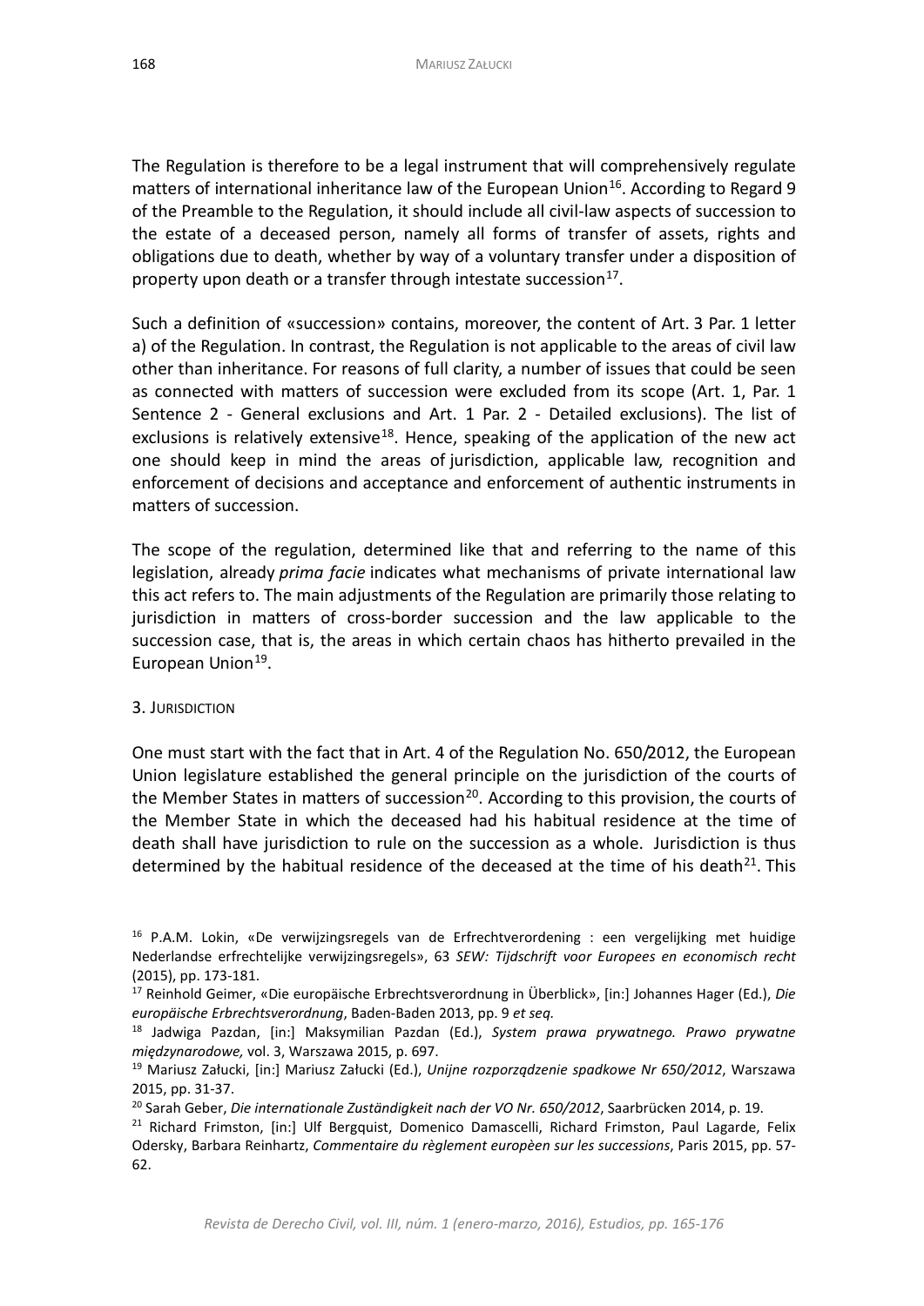The Regulation is therefore to be a legal instrument that will comprehensively regulate matters of international inheritance law of the European Union[16]. According to Regard 9 of the Preamble to the Regulation, it should include all civil-law aspects of succession to the estate of a deceased person, namely all forms of transfer of assets, rights and obligations due to death, whether by way of a voluntary transfer under a disposition of property upon death or a transfer through intestate succession[17].

Such a definition of «succession» contains, moreover, the content of Art. 3 Par. 1 letter a) of the Regulation. In contrast, the Regulation is not applicable to the areas of civil law other than inheritance. For reasons of full clarity, a number of issues that could be seen as connected with matters of succession were excluded from its scope (Art. 1, Par. 1 Sentence 2 - General exclusions and Art. 1 Par. 2 - Detailed exclusions). The list of exclusions is relatively extensive[18]. Hence, speaking of the application of the new act one should keep in mind the areas of jurisdiction, applicable law, recognition and enforcement of decisions and acceptance and enforcement of authentic instruments in matters of succession.

The scope of the regulation, determined like that and referring to the name of this legislation, already *prima facie* indicates what mechanisms of private international law this act refers to. The main adjustments of the Regulation are primarily those relating to jurisdiction in matters of cross-border succession and the law applicable to the succession case, that is, the areas in which certain chaos has hitherto prevailed in the European Union[19].

## 3. Jurisdiction

One must start with the fact that in Art. 4 of the Regulation No. 650/2012, the European Union legislature established the general principle on the jurisdiction of the courts of the Member States in matters of succession[20]. According to this provision, the courts of the Member State in which the deceased had his habitual residence at the time of death shall have jurisdiction to rule on the succession as a whole. Jurisdiction is thus determined by the habitual residence of the deceased at the time of his death[21]. This

---

[16] P.A.M. Lokin, «De verwijzingsregels van de Erfrechtverordening : een vergelijking met huidige Nederlandse erfrechtelijke verwijzingsregels», 63 *SEW: Tijdschrift voor Europees en economisch recht* (2015), pp. 173-181.

[17] Reinhold Geimer, «Die europäische Erbrechtsverordnung in Überblick», [in:] Johannes Hager (Ed.), *Die europäische Erbrechtsverordnung*, Baden-Baden 2013, pp. 9 *et seq.*

[18] Jadwiga Pazdan, [in:] Maksymilian Pazdan (Ed.), *System prawa prywatnego. Prawo prywatne międzynarodowe,* vol. 3, Warszawa 2015, p. 697.

[19] Mariusz Załucki, [in:] Mariusz Załucki (Ed.), *Unijne rozporządzenie spadkowe Nr 650/2012*, Warszawa 2015, pp. 31-37.

[20] Sarah Geber, *Die internationale Zuständigkeit nach der VO Nr. 650/2012*, Saarbrücken 2014, p. 19.

[21] Richard Frimston, [in:] Ulf Bergquist, Domenico Damascelli, Richard Frimston, Paul Lagarde, Felix Odersky, Barbara Reinhartz, *Commentaire du règlement europèen sur les successions*, Paris 2015, pp. 57-62.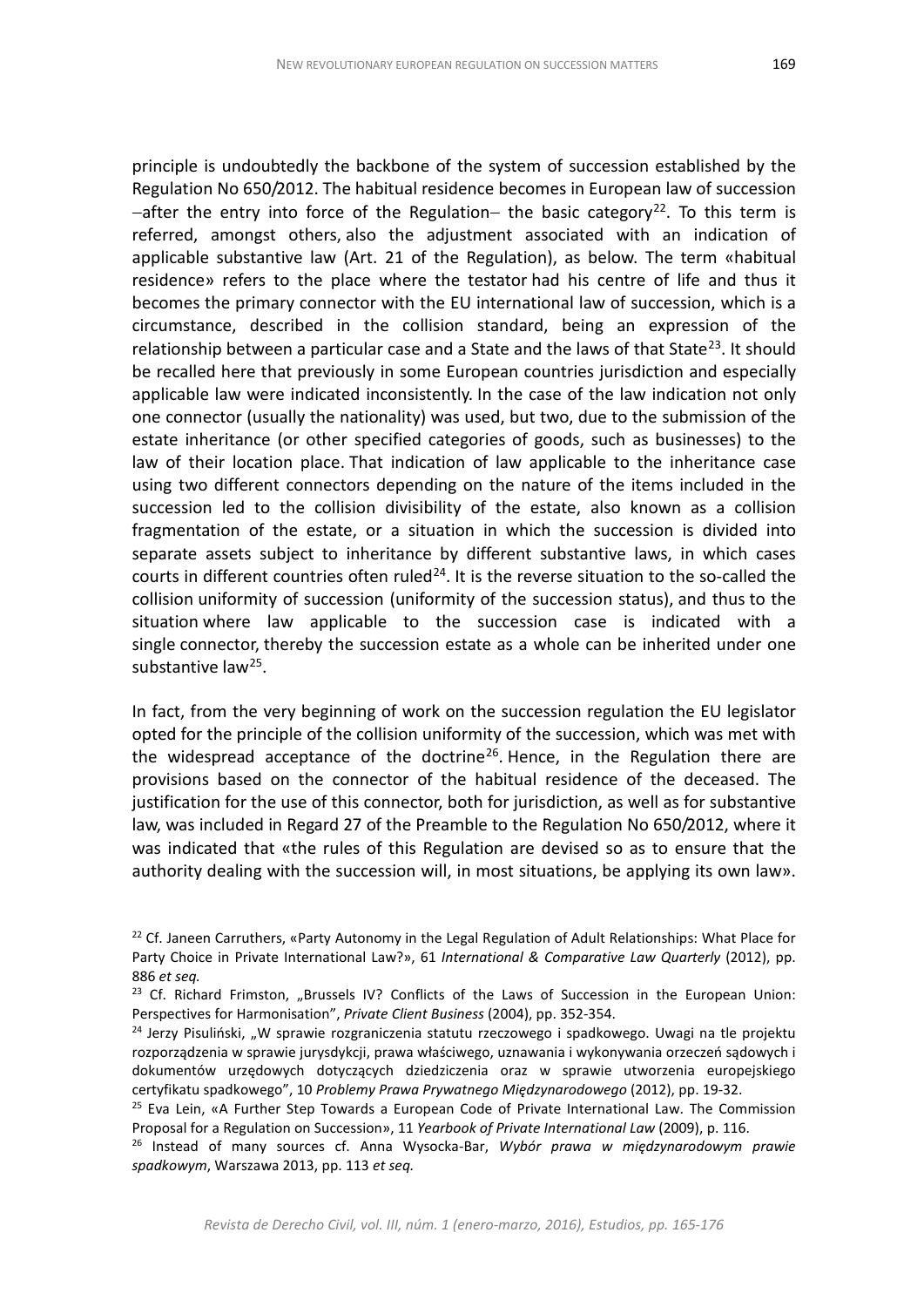principle is undoubtedly the backbone of the system of succession established by the Regulation No 650/2012. The habitual residence becomes in European law of succession −after the entry into force of the Regulation− the basic category[22]. To this term is referred, amongst others, also the adjustment associated with an indication of applicable substantive law (Art. 21 of the Regulation), as below. The term «habitual residence» refers to the place where the testator had his centre of life and thus it becomes the primary connector with the EU international law of succession, which is a circumstance, described in the collision standard, being an expression of the relationship between a particular case and a State and the laws of that State[23]. It should be recalled here that previously in some European countries jurisdiction and especially applicable law were indicated inconsistently. In the case of the law indication not only one connector (usually the nationality) was used, but two, due to the submission of the estate inheritance (or other specified categories of goods, such as businesses) to the law of their location place. That indication of law applicable to the inheritance case using two different connectors depending on the nature of the items included in the succession led to the collision divisibility of the estate, also known as a collision fragmentation of the estate, or a situation in which the succession is divided into separate assets subject to inheritance by different substantive laws, in which cases courts in different countries often ruled[24]. It is the reverse situation to the so-called the collision uniformity of succession (uniformity of the succession status), and thus to the situation where law applicable to the succession case is indicated with a single connector, thereby the succession estate as a whole can be inherited under one substantive law[25].

In fact, from the very beginning of work on the succession regulation the EU legislator opted for the principle of the collision uniformity of the succession, which was met with the widespread acceptance of the doctrine[26]. Hence, in the Regulation there are provisions based on the connector of the habitual residence of the deceased. The justification for the use of this connector, both for jurisdiction, as well as for substantive law, was included in Regard 27 of the Preamble to the Regulation No 650/2012, where it was indicated that «the rules of this Regulation are devised so as to ensure that the authority dealing with the succession will, in most situations, be applying its own law».

---

[22] Cf. Janeen Carruthers, «Party Autonomy in the Legal Regulation of Adult Relationships: What Place for Party Choice in Private International Law?», 61 *International & Comparative Law Quarterly* (2012), pp. 886 *et seq.*

[23] Cf. Richard Frimston, „Brussels IV? Conflicts of the Laws of Succession in the European Union: Perspectives for Harmonisation", *Private Client Business* (2004), pp. 352-354.

[24] Jerzy Pisuliński, „W sprawie rozgraniczenia statutu rzeczowego i spadkowego. Uwagi na tle projektu rozporządzenia w sprawie jurysdykcji, prawa właściwego, uznawania i wykonywania orzeczeń sądowych i dokumentów urzędowych dotyczących dziedziczenia oraz w sprawie utworzenia europejskiego certyfikatu spadkowego", 10 *Problemy Prawa Prywatnego Międzynarodowego* (2012), pp. 19-32.

[25] Eva Lein, «A Further Step Towards a European Code of Private International Law. The Commission Proposal for a Regulation on Succession», 11 *Yearbook of Private International Law* (2009), p. 116.

[26] Instead of many sources cf. Anna Wysocka-Bar, *Wybór prawa w międzynarodowym prawie spadkowym*, Warszawa 2013, pp. 113 *et seq.*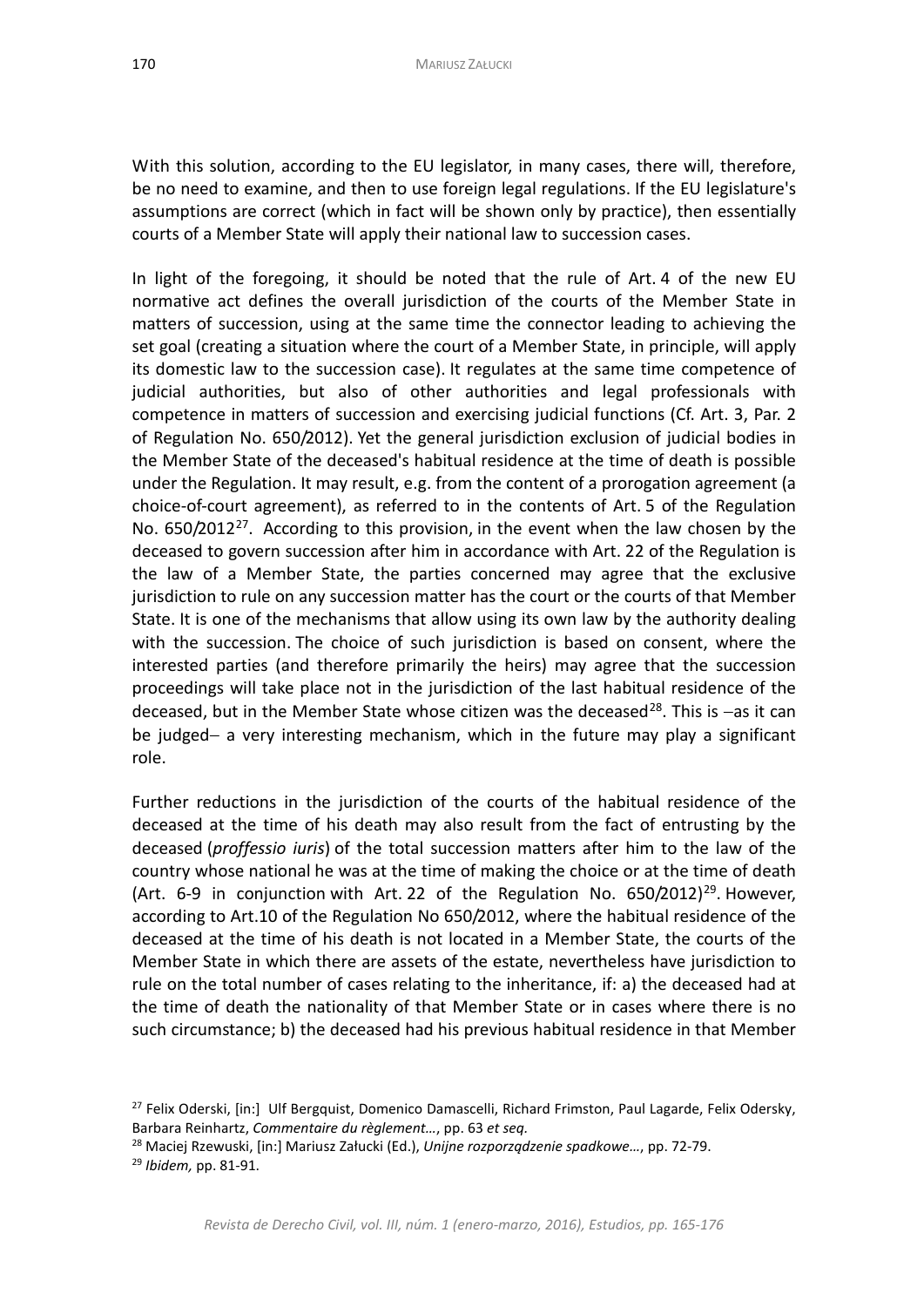With this solution, according to the EU legislator, in many cases, there will, therefore, be no need to examine, and then to use foreign legal regulations. If the EU legislature's assumptions are correct (which in fact will be shown only by practice), then essentially courts of a Member State will apply their national law to succession cases.

In light of the foregoing, it should be noted that the rule of Art. 4 of the new EU normative act defines the overall jurisdiction of the courts of the Member State in matters of succession, using at the same time the connector leading to achieving the set goal (creating a situation where the court of a Member State, in principle, will apply its domestic law to the succession case). It regulates at the same time competence of judicial authorities, but also of other authorities and legal professionals with competence in matters of succession and exercising judicial functions (Cf. Art. 3, Par. 2 of Regulation No. 650/2012). Yet the general jurisdiction exclusion of judicial bodies in the Member State of the deceased's habitual residence at the time of death is possible under the Regulation. It may result, e.g. from the content of a prorogation agreement (a choice-of-court agreement), as referred to in the contents of Art. 5 of the Regulation No. 650/2012[27]. According to this provision, in the event when the law chosen by the deceased to govern succession after him in accordance with Art. 22 of the Regulation is the law of a Member State, the parties concerned may agree that the exclusive jurisdiction to rule on any succession matter has the court or the courts of that Member State. It is one of the mechanisms that allow using its own law by the authority dealing with the succession. The choice of such jurisdiction is based on consent, where the interested parties (and therefore primarily the heirs) may agree that the succession proceedings will take place not in the jurisdiction of the last habitual residence of the deceased, but in the Member State whose citizen was the deceased[28]. This is –as it can be judged– a very interesting mechanism, which in the future may play a significant role.

Further reductions in the jurisdiction of the courts of the habitual residence of the deceased at the time of his death may also result from the fact of entrusting by the deceased (*proffessio iuris*) of the total succession matters after him to the law of the country whose national he was at the time of making the choice or at the time of death (Art. 6-9 in conjunction with Art. 22 of the Regulation No. 650/2012)[29]. However, according to Art.10 of the Regulation No 650/2012, where the habitual residence of the deceased at the time of his death is not located in a Member State, the courts of the Member State in which there are assets of the estate, nevertheless have jurisdiction to rule on the total number of cases relating to the inheritance, if: a) the deceased had at the time of death the nationality of that Member State or in cases where there is no such circumstance; b) the deceased had his previous habitual residence in that Member

---

[27] Felix Oderski, [in:] Ulf Bergquist, Domenico Damascelli, Richard Frimston, Paul Lagarde, Felix Odersky, Barbara Reinhartz, *Commentaire du règlement…*, pp. 63 *et seq.*

[28] Maciej Rzewuski, [in:] Mariusz Załucki (Ed.), *Unijne rozporządzenie spadkowe…*, pp. 72-79.

[29] *Ibidem*, pp. 81-91.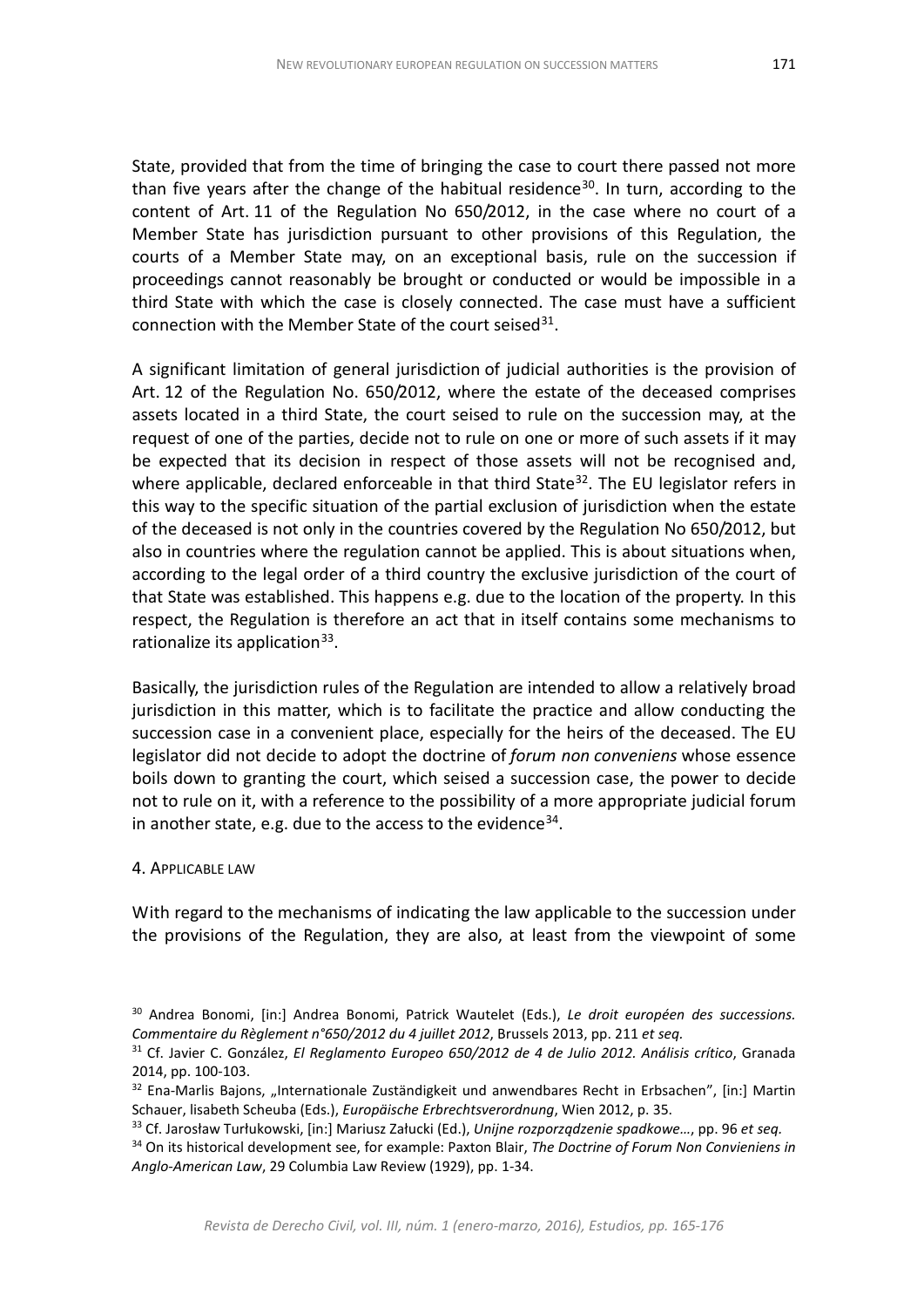State, provided that from the time of bringing the case to court there passed not more than five years after the change of the habitual residence[30]. In turn, according to the content of Art. 11 of the Regulation No 650/2012, in the case where no court of a Member State has jurisdiction pursuant to other provisions of this Regulation, the courts of a Member State may, on an exceptional basis, rule on the succession if proceedings cannot reasonably be brought or conducted or would be impossible in a third State with which the case is closely connected. The case must have a sufficient connection with the Member State of the court seised[31].

A significant limitation of general jurisdiction of judicial authorities is the provision of Art. 12 of the Regulation No. 650/2012, where the estate of the deceased comprises assets located in a third State, the court seised to rule on the succession may, at the request of one of the parties, decide not to rule on one or more of such assets if it may be expected that its decision in respect of those assets will not be recognised and, where applicable, declared enforceable in that third State[32]. The EU legislator refers in this way to the specific situation of the partial exclusion of jurisdiction when the estate of the deceased is not only in the countries covered by the Regulation No 650/2012, but also in countries where the regulation cannot be applied. This is about situations when, according to the legal order of a third country the exclusive jurisdiction of the court of that State was established. This happens e.g. due to the location of the property. In this respect, the Regulation is therefore an act that in itself contains some mechanisms to rationalize its application[33].

Basically, the jurisdiction rules of the Regulation are intended to allow a relatively broad jurisdiction in this matter, which is to facilitate the practice and allow conducting the succession case in a convenient place, especially for the heirs of the deceased. The EU legislator did not decide to adopt the doctrine of *forum non conveniens* whose essence boils down to granting the court, which seised a succession case, the power to decide not to rule on it, with a reference to the possibility of a more appropriate judicial forum in another state, e.g. due to the access to the evidence[34].

## 4. Applicable law

With regard to the mechanisms of indicating the law applicable to the succession under the provisions of the Regulation, they are also, at least from the viewpoint of some

---

[30] Andrea Bonomi, [in:] Andrea Bonomi, Patrick Wautelet (Eds.), *Le droit européen des successions. Commentaire du Règlement n°650/2012 du 4 juillet 2012*, Brussels 2013, pp. 211 *et seq.*

[31] Cf. Javier C. González, *El Reglamento Europeo 650/2012 de 4 de Julio 2012. Análisis crítico*, Granada 2014, pp. 100-103.

[32] Ena-Marlis Bajons, „Internationale Zuständigkeit und anwendbares Recht in Erbsachen", [in:] Martin Schauer, lisabeth Scheuba (Eds.), *Europäische Erbrechtsverordnung*, Wien 2012, p. 35.

[33] Cf. Jarosław Turłukowski, [in:] Mariusz Załucki (Ed.), *Unijne rozporządzenie spadkowe…*, pp. 96 *et seq.*

[34] On its historical development see, for example: Paxton Blair, *The Doctrine of Forum Non Convieniens in Anglo-American Law*, 29 Columbia Law Review (1929), pp. 1-34.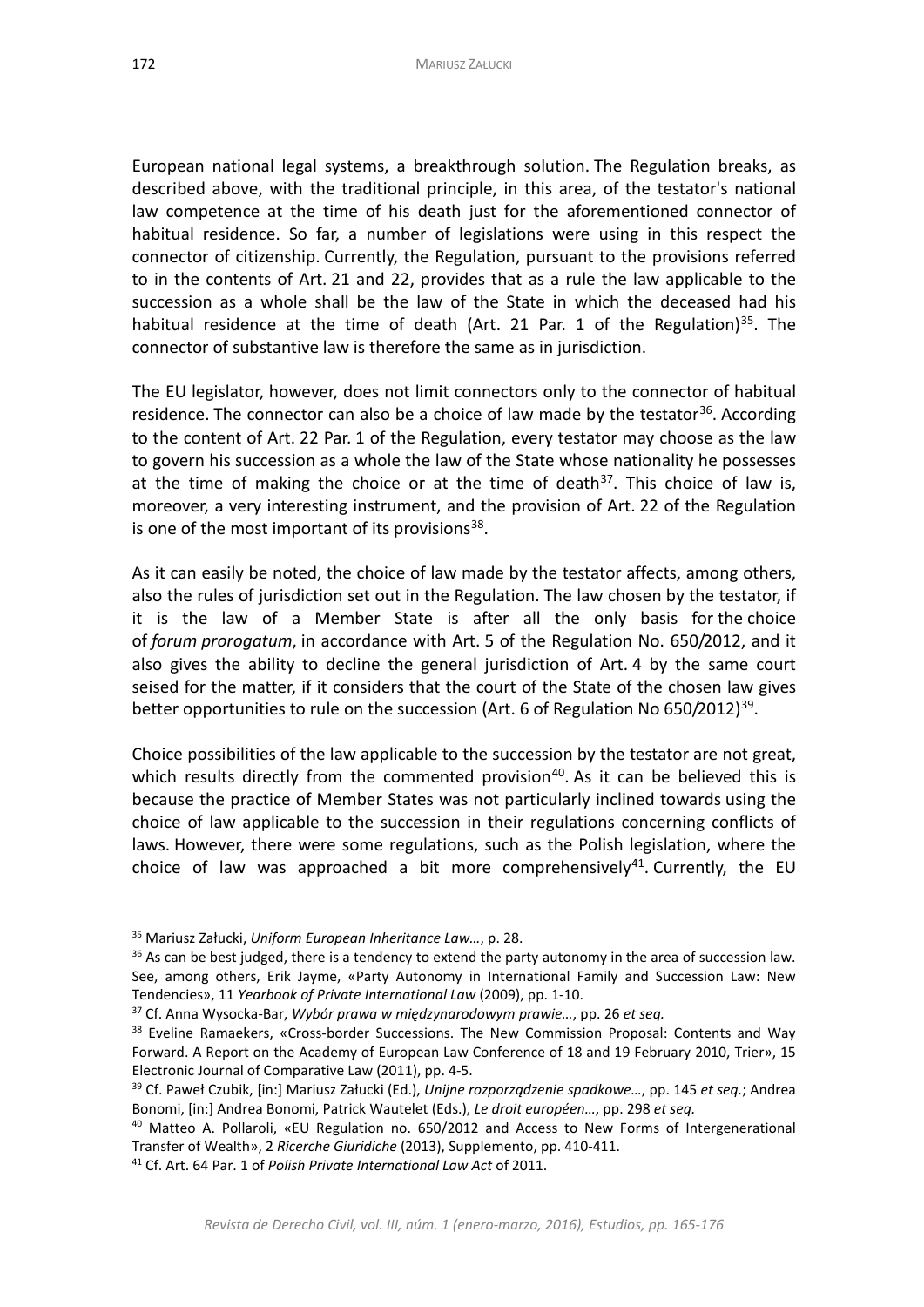European national legal systems, a breakthrough solution. The Regulation breaks, as described above, with the traditional principle, in this area, of the testator's national law competence at the time of his death just for the aforementioned connector of habitual residence. So far, a number of legislations were using in this respect the connector of citizenship. Currently, the Regulation, pursuant to the provisions referred to in the contents of Art. 21 and 22, provides that as a rule the law applicable to the succession as a whole shall be the law of the State in which the deceased had his habitual residence at the time of death (Art. 21 Par. 1 of the Regulation)[35]. The connector of substantive law is therefore the same as in jurisdiction.

The EU legislator, however, does not limit connectors only to the connector of habitual residence. The connector can also be a choice of law made by the testator[36]. According to the content of Art. 22 Par. 1 of the Regulation, every testator may choose as the law to govern his succession as a whole the law of the State whose nationality he possesses at the time of making the choice or at the time of death[37]. This choice of law is, moreover, a very interesting instrument, and the provision of Art. 22 of the Regulation is one of the most important of its provisions[38].

As it can easily be noted, the choice of law made by the testator affects, among others, also the rules of jurisdiction set out in the Regulation. The law chosen by the testator, if it is the law of a Member State is after all the only basis for the choice of *forum prorogatum*, in accordance with Art. 5 of the Regulation No. 650/2012, and it also gives the ability to decline the general jurisdiction of Art. 4 by the same court seised for the matter, if it considers that the court of the State of the chosen law gives better opportunities to rule on the succession (Art. 6 of Regulation No 650/2012)[39].

Choice possibilities of the law applicable to the succession by the testator are not great, which results directly from the commented provision[40]. As it can be believed this is because the practice of Member States was not particularly inclined towards using the choice of law applicable to the succession in their regulations concerning conflicts of laws. However, there were some regulations, such as the Polish legislation, where the choice of law was approached a bit more comprehensively[41]. Currently, the EU

---

[35] Mariusz Załucki, *Uniform European Inheritance Law…*, p. 28.

[36] As can be best judged, there is a tendency to extend the party autonomy in the area of succession law. See, among others, Erik Jayme, «Party Autonomy in International Family and Succession Law: New Tendencies», 11 *Yearbook of Private International Law* (2009), pp. 1-10.

[37] Cf. Anna Wysocka-Bar, *Wybór prawa w międzynarodowym prawie…*, pp. 26 *et seq.*

[38] Eveline Ramaekers, «Cross-border Successions. The New Commission Proposal: Contents and Way Forward. A Report on the Academy of European Law Conference of 18 and 19 February 2010, Trier», 15 Electronic Journal of Comparative Law (2011), pp. 4-5.

[39] Cf. Paweł Czubik, [in:] Mariusz Załucki (Ed.), *Unijne rozporządzenie spadkowe…*, pp. 145 *et seq.*; Andrea Bonomi, [in:] Andrea Bonomi, Patrick Wautelet (Eds.), *Le droit européen…*, pp. 298 *et seq.*

[40] Matteo A. Pollaroli, «EU Regulation no. 650/2012 and Access to New Forms of Intergenerational Transfer of Wealth», 2 *Ricerche Giuridiche* (2013), Supplemento, pp. 410-411.

[41] Cf. Art. 64 Par. 1 of *Polish Private International Law Act* of 2011.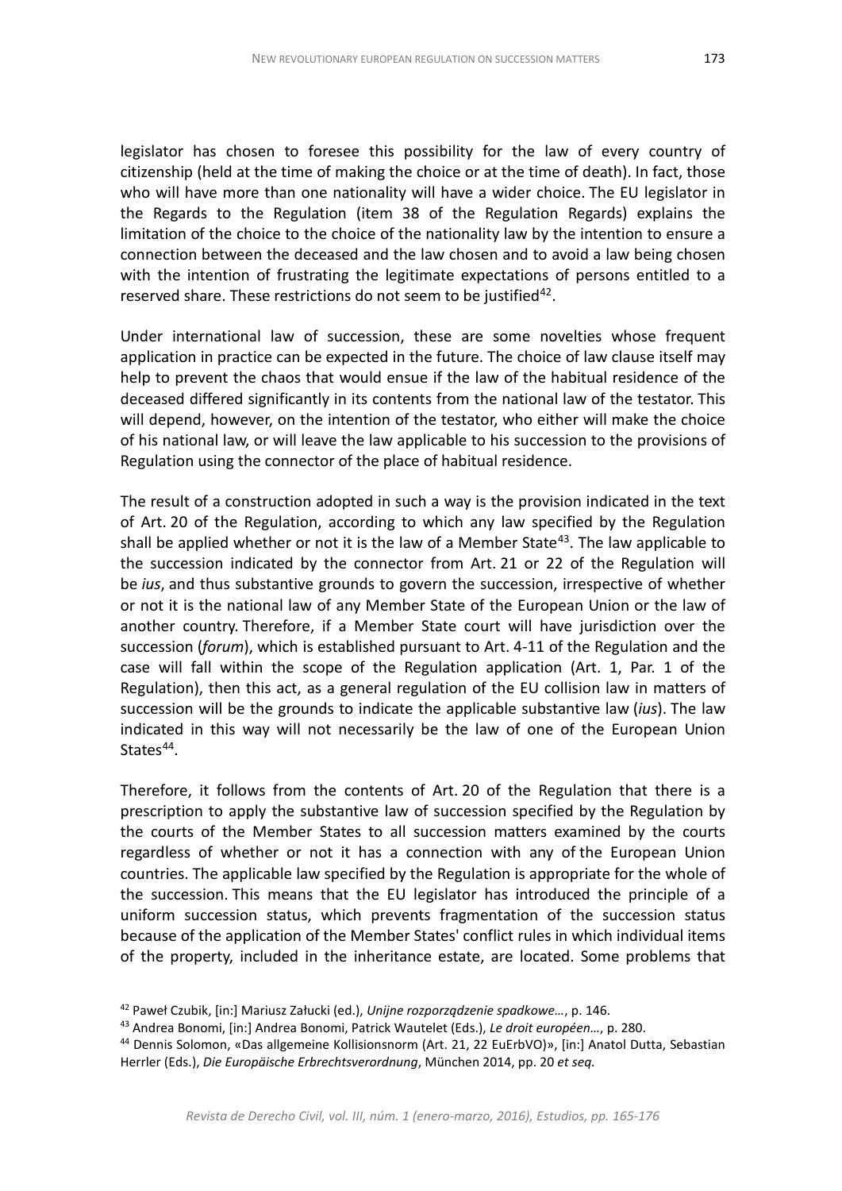legislator has chosen to foresee this possibility for the law of every country of citizenship (held at the time of making the choice or at the time of death). In fact, those who will have more than one nationality will have a wider choice. The EU legislator in the Regards to the Regulation (item 38 of the Regulation Regards) explains the limitation of the choice to the choice of the nationality law by the intention to ensure a connection between the deceased and the law chosen and to avoid a law being chosen with the intention of frustrating the legitimate expectations of persons entitled to a reserved share. These restrictions do not seem to be justified[42].

Under international law of succession, these are some novelties whose frequent application in practice can be expected in the future. The choice of law clause itself may help to prevent the chaos that would ensue if the law of the habitual residence of the deceased differed significantly in its contents from the national law of the testator. This will depend, however, on the intention of the testator, who either will make the choice of his national law, or will leave the law applicable to his succession to the provisions of Regulation using the connector of the place of habitual residence.

The result of a construction adopted in such a way is the provision indicated in the text of Art. 20 of the Regulation, according to which any law specified by the Regulation shall be applied whether or not it is the law of a Member State[43]. The law applicable to the succession indicated by the connector from Art. 21 or 22 of the Regulation will be *ius*, and thus substantive grounds to govern the succession, irrespective of whether or not it is the national law of any Member State of the European Union or the law of another country. Therefore, if a Member State court will have jurisdiction over the succession (*forum*), which is established pursuant to Art. 4-11 of the Regulation and the case will fall within the scope of the Regulation application (Art. 1, Par. 1 of the Regulation), then this act, as a general regulation of the EU collision law in matters of succession will be the grounds to indicate the applicable substantive law (*ius*). The law indicated in this way will not necessarily be the law of one of the European Union States[44].

Therefore, it follows from the contents of Art. 20 of the Regulation that there is a prescription to apply the substantive law of succession specified by the Regulation by the courts of the Member States to all succession matters examined by the courts regardless of whether or not it has a connection with any of the European Union countries. The applicable law specified by the Regulation is appropriate for the whole of the succession. This means that the EU legislator has introduced the principle of a uniform succession status, which prevents fragmentation of the succession status because of the application of the Member States' conflict rules in which individual items of the property, included in the inheritance estate, are located. Some problems that

[42] Paweł Czubik, [in:] Mariusz Załucki (ed.), *Unijne rozporządzenie spadkowe…*, p. 146.

[43] Andrea Bonomi, [in:] Andrea Bonomi, Patrick Wautelet (Eds.), *Le droit européen…*, p. 280.

[44] Dennis Solomon, «Das allgemeine Kollisionsnorm (Art. 21, 22 EuErbVO)», [in:] Anatol Dutta, Sebastian Herrler (Eds.), *Die Europäische Erbrechtsverordnung*, München 2014, pp. 20 *et seq.*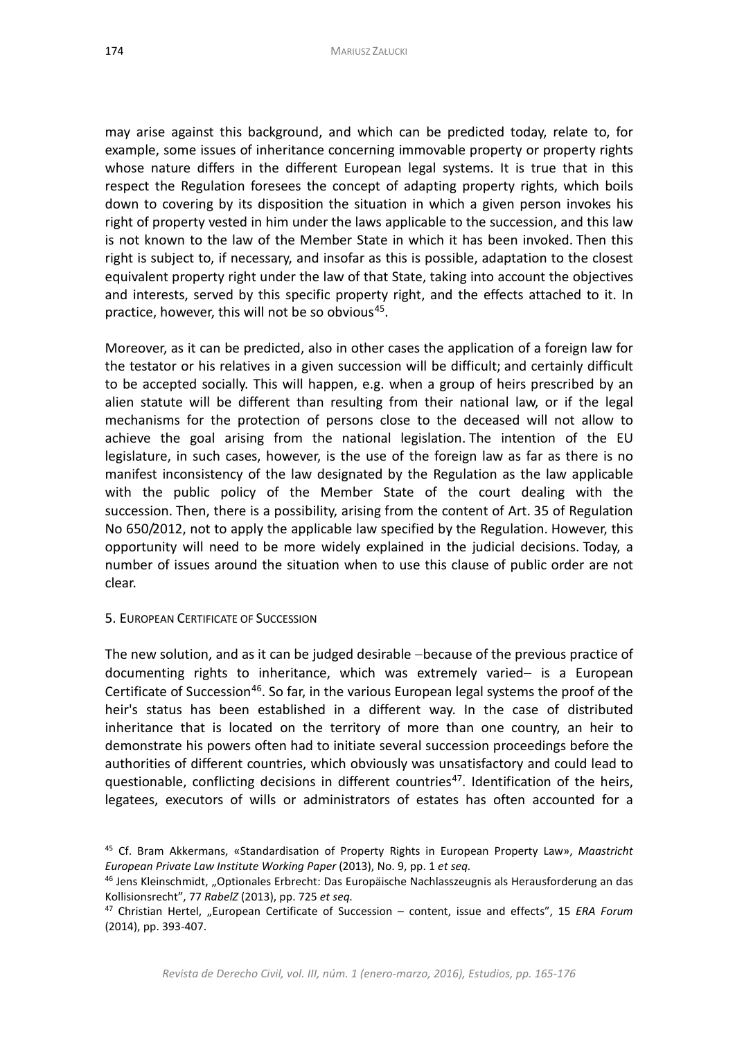may arise against this background, and which can be predicted today, relate to, for example, some issues of inheritance concerning immovable property or property rights whose nature differs in the different European legal systems. It is true that in this respect the Regulation foresees the concept of adapting property rights, which boils down to covering by its disposition the situation in which a given person invokes his right of property vested in him under the laws applicable to the succession, and this law is not known to the law of the Member State in which it has been invoked. Then this right is subject to, if necessary, and insofar as this is possible, adaptation to the closest equivalent property right under the law of that State, taking into account the objectives and interests, served by this specific property right, and the effects attached to it. In practice, however, this will not be so obvious[45].

Moreover, as it can be predicted, also in other cases the application of a foreign law for the testator or his relatives in a given succession will be difficult; and certainly difficult to be accepted socially. This will happen, e.g. when a group of heirs prescribed by an alien statute will be different than resulting from their national law, or if the legal mechanisms for the protection of persons close to the deceased will not allow to achieve the goal arising from the national legislation. The intention of the EU legislature, in such cases, however, is the use of the foreign law as far as there is no manifest inconsistency of the law designated by the Regulation as the law applicable with the public policy of the Member State of the court dealing with the succession. Then, there is a possibility, arising from the content of Art. 35 of Regulation No 650/2012, not to apply the applicable law specified by the Regulation. However, this opportunity will need to be more widely explained in the judicial decisions. Today, a number of issues around the situation when to use this clause of public order are not clear.

## 5. European Certificate of Succession

The new solution, and as it can be judged desirable −because of the previous practice of documenting rights to inheritance, which was extremely varied− is a European Certificate of Succession[46]. So far, in the various European legal systems the proof of the heir's status has been established in a different way. In the case of distributed inheritance that is located on the territory of more than one country, an heir to demonstrate his powers often had to initiate several succession proceedings before the authorities of different countries, which obviously was unsatisfactory and could lead to questionable, conflicting decisions in different countries[47]. Identification of the heirs, legatees, executors of wills or administrators of estates has often accounted for a

---

[45] Cf. Bram Akkermans, «Standardisation of Property Rights in European Property Law», *Maastricht European Private Law Institute Working Paper* (2013), No. 9, pp. 1 *et seq.*

[46] Jens Kleinschmidt, „Optionales Erbrecht: Das Europäische Nachlasszeugnis als Herausforderung an das Kollisionsrecht", 77 *RabelZ* (2013), pp. 725 *et seq.*

[47] Christian Hertel, „European Certificate of Succession – content, issue and effects", 15 *ERA Forum* (2014), pp. 393-407.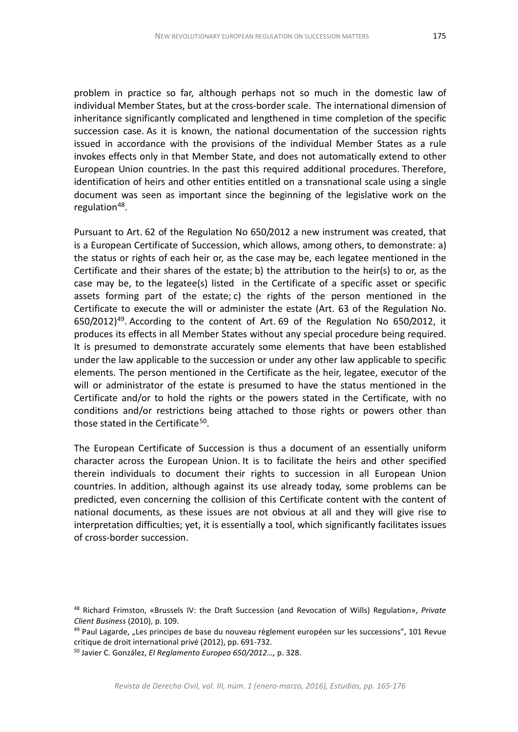problem in practice so far, although perhaps not so much in the domestic law of individual Member States, but at the cross-border scale. The international dimension of inheritance significantly complicated and lengthened in time completion of the specific succession case. As it is known, the national documentation of the succession rights issued in accordance with the provisions of the individual Member States as a rule invokes effects only in that Member State, and does not automatically extend to other European Union countries. In the past this required additional procedures. Therefore, identification of heirs and other entities entitled on a transnational scale using a single document was seen as important since the beginning of the legislative work on the regulation[48].

Pursuant to Art. 62 of the Regulation No 650/2012 a new instrument was created, that is a European Certificate of Succession, which allows, among others, to demonstrate: a) the status or rights of each heir or, as the case may be, each legatee mentioned in the Certificate and their shares of the estate; b) the attribution to the heir(s) to or, as the case may be, to the legatee(s) listed in the Certificate of a specific asset or specific assets forming part of the estate; c) the rights of the person mentioned in the Certificate to execute the will or administer the estate (Art. 63 of the Regulation No. 650/2012)[49]. According to the content of Art. 69 of the Regulation No 650/2012, it produces its effects in all Member States without any special procedure being required. It is presumed to demonstrate accurately some elements that have been established under the law applicable to the succession or under any other law applicable to specific elements. The person mentioned in the Certificate as the heir, legatee, executor of the will or administrator of the estate is presumed to have the status mentioned in the Certificate and/or to hold the rights or the powers stated in the Certificate, with no conditions and/or restrictions being attached to those rights or powers other than those stated in the Certificate[50].

The European Certificate of Succession is thus a document of an essentially uniform character across the European Union. It is to facilitate the heirs and other specified therein individuals to document their rights to succession in all European Union countries. In addition, although against its use already today, some problems can be predicted, even concerning the collision of this Certificate content with the content of national documents, as these issues are not obvious at all and they will give rise to interpretation difficulties; yet, it is essentially a tool, which significantly facilitates issues of cross-border succession.

---

[48] Richard Frimston, «Brussels IV: the Draft Succession (and Revocation of Wills) Regulation», *Private Client Business* (2010), p. 109.

[49] Paul Lagarde, „Les principes de base du nouveau règlement européen sur les successions", 101 Revue critique de droit international privé (2012), pp. 691-732.

[50] Javier C. González, *El Reglamento Europeo 650/2012…,* p. 328.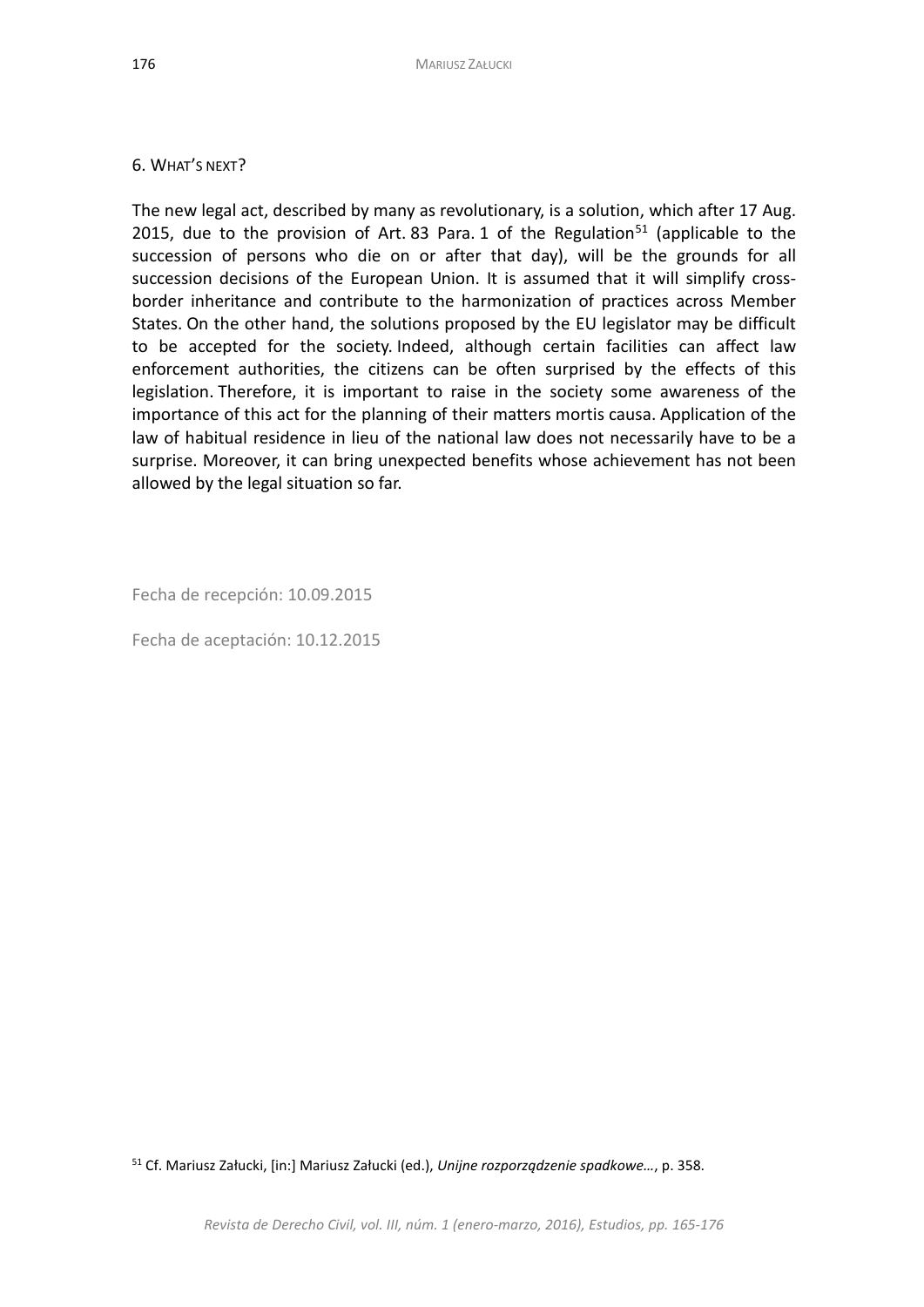## 6. What's next?

The new legal act, described by many as revolutionary, is a solution, which after 17 Aug. 2015, due to the provision of Art. 83 Para. 1 of the Regulation[51] (applicable to the succession of persons who die on or after that day), will be the grounds for all succession decisions of the European Union. It is assumed that it will simplify cross-border inheritance and contribute to the harmonization of practices across Member States. On the other hand, the solutions proposed by the EU legislator may be difficult to be accepted for the society. Indeed, although certain facilities can affect law enforcement authorities, the citizens can be often surprised by the effects of this legislation. Therefore, it is important to raise in the society some awareness of the importance of this act for the planning of their matters mortis causa. Application of the law of habitual residence in lieu of the national law does not necessarily have to be a surprise. Moreover, it can bring unexpected benefits whose achievement has not been allowed by the legal situation so far.

Fecha de recepción: 10.09.2015

Fecha de aceptación: 10.12.2015

[51] Cf. Mariusz Załucki, [in:] Mariusz Załucki (ed.), *Unijne rozporządzenie spadkowe…*, p. 358.